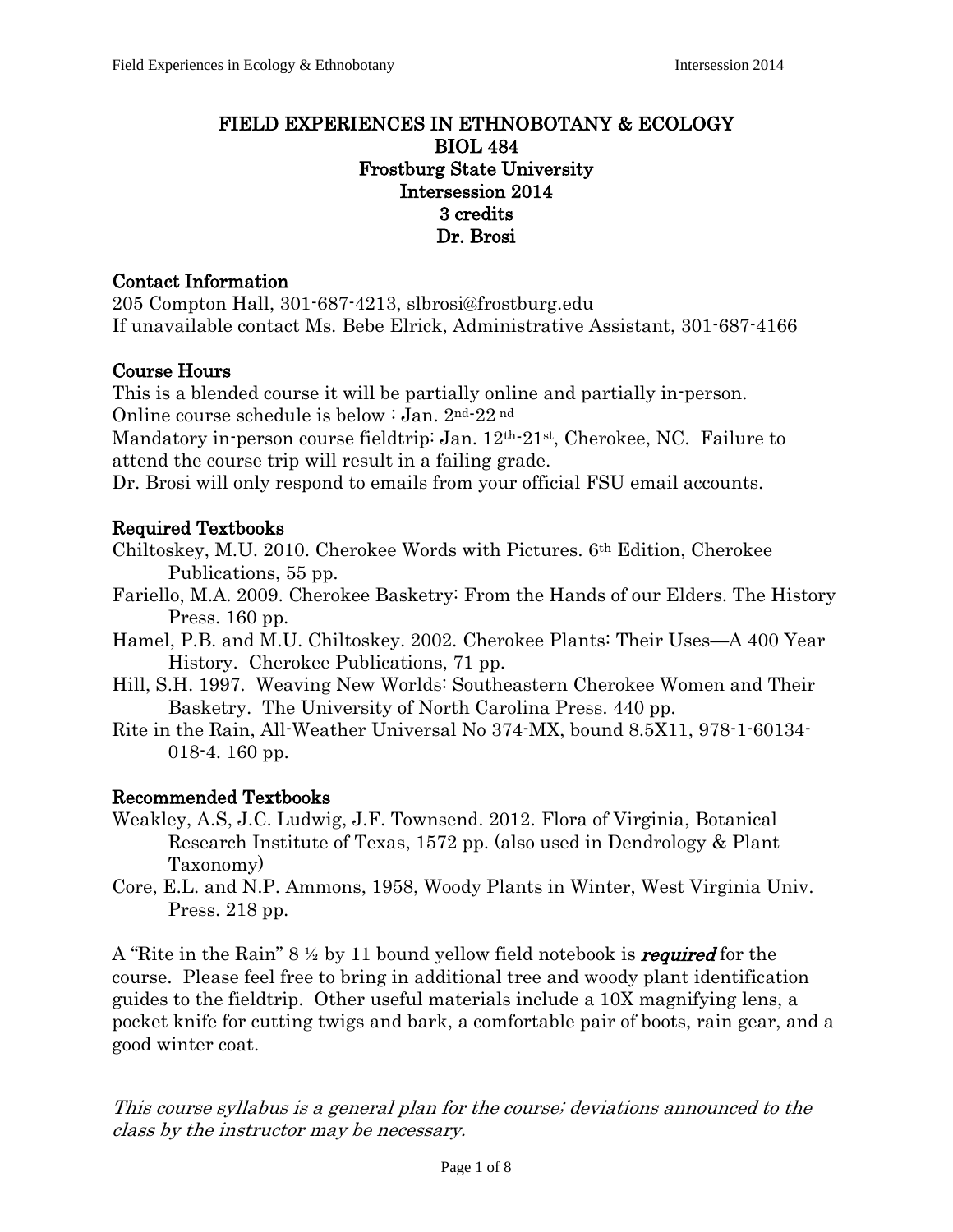# FIELD EXPERIENCES IN ETHNOBOTANY & ECOLOGY
## BIOL 484
## Frostburg State University
## Intersession 2014
## 3 credits
## Dr. Brosi

### Contact Information

205 Compton Hall, 301-687-4213, slbrosi@frostburg.edu
If unavailable contact Ms. Bebe Elrick, Administrative Assistant, 301-687-4166

### Course Hours

This is a blended course it will be partially online and partially in-person.
Online course schedule is below : Jan. 2nd-22nd
Mandatory in-person course fieldtrip: Jan. 12th-21st, Cherokee, NC. Failure to attend the course trip will result in a failing grade.
Dr. Brosi will only respond to emails from your official FSU email accounts.

### Required Textbooks

Chiltoskey, M.U. 2010. Cherokee Words with Pictures. 6th Edition, Cherokee Publications, 55 pp.

Fariello, M.A. 2009. Cherokee Basketry: From the Hands of our Elders. The History Press. 160 pp.

Hamel, P.B. and M.U. Chiltoskey. 2002. Cherokee Plants: Their Uses—A 400 Year History. Cherokee Publications, 71 pp.

Hill, S.H. 1997. Weaving New Worlds: Southeastern Cherokee Women and Their Basketry. The University of North Carolina Press. 440 pp.

Rite in the Rain, All-Weather Universal No 374-MX, bound 8.5X11, 978-1-60134-018-4. 160 pp.

### Recommended Textbooks

Weakley, A.S, J.C. Ludwig, J.F. Townsend. 2012. Flora of Virginia, Botanical Research Institute of Texas, 1572 pp. (also used in Dendrology & Plant Taxonomy)

Core, E.L. and N.P. Ammons, 1958, Woody Plants in Winter, West Virginia Univ. Press. 218 pp.

A "Rite in the Rain" 8 ½ by 11 bound yellow field notebook is ***required*** for the course. Please feel free to bring in additional tree and woody plant identification guides to the fieldtrip. Other useful materials include a 10X magnifying lens, a pocket knife for cutting twigs and bark, a comfortable pair of boots, rain gear, and a good winter coat.

*This course syllabus is a general plan for the course; deviations announced to the class by the instructor may be necessary.*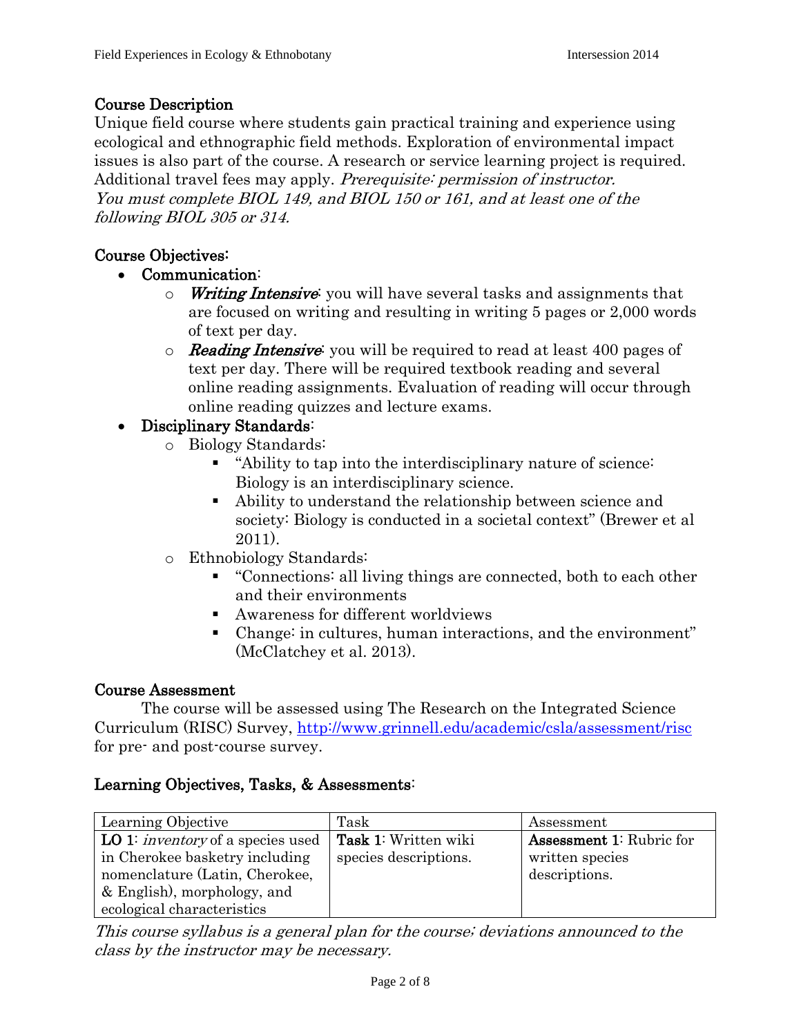## Course Description

Unique field course where students gain practical training and experience using ecological and ethnographic field methods. Exploration of environmental impact issues is also part of the course. A research or service learning project is required. Additional travel fees may apply. *Prerequisite: permission of instructor. You must complete BIOL 149, and BIOL 150 or 161, and at least one of the following BIOL 305 or 314.*

## Course Objectives:

- **Communication**:
  - ***Writing Intensive***: you will have several tasks and assignments that are focused on writing and resulting in writing 5 pages or 2,000 words of text per day.
  - ***Reading Intensive***: you will be required to read at least 400 pages of text per day. There will be required textbook reading and several online reading assignments. Evaluation of reading will occur through online reading quizzes and lecture exams.
- **Disciplinary Standards**:
  - Biology Standards:
    - "Ability to tap into the interdisciplinary nature of science: Biology is an interdisciplinary science.
    - Ability to understand the relationship between science and society: Biology is conducted in a societal context" (Brewer et al 2011).
  - Ethnobiology Standards:
    - "Connections: all living things are connected, both to each other and their environments
    - Awareness for different worldviews
    - Change: in cultures, human interactions, and the environment" (McClatchey et al. 2013).

## Course Assessment

The course will be assessed using The Research on the Integrated Science Curriculum (RISC) Survey, http://www.grinnell.edu/academic/csla/assessment/risc for pre- and post-course survey.

## Learning Objectives, Tasks, & Assessments:

| Learning Objective | Task | Assessment |
|---|---|---|
| **LO 1**: *inventory* of a species used in Cherokee basketry including nomenclature (Latin, Cherokee, & English), morphology, and ecological characteristics | **Task 1**: Written wiki species descriptions. | **Assessment 1**: Rubric for written species descriptions. |

*This course syllabus is a general plan for the course; deviations announced to the class by the instructor may be necessary.*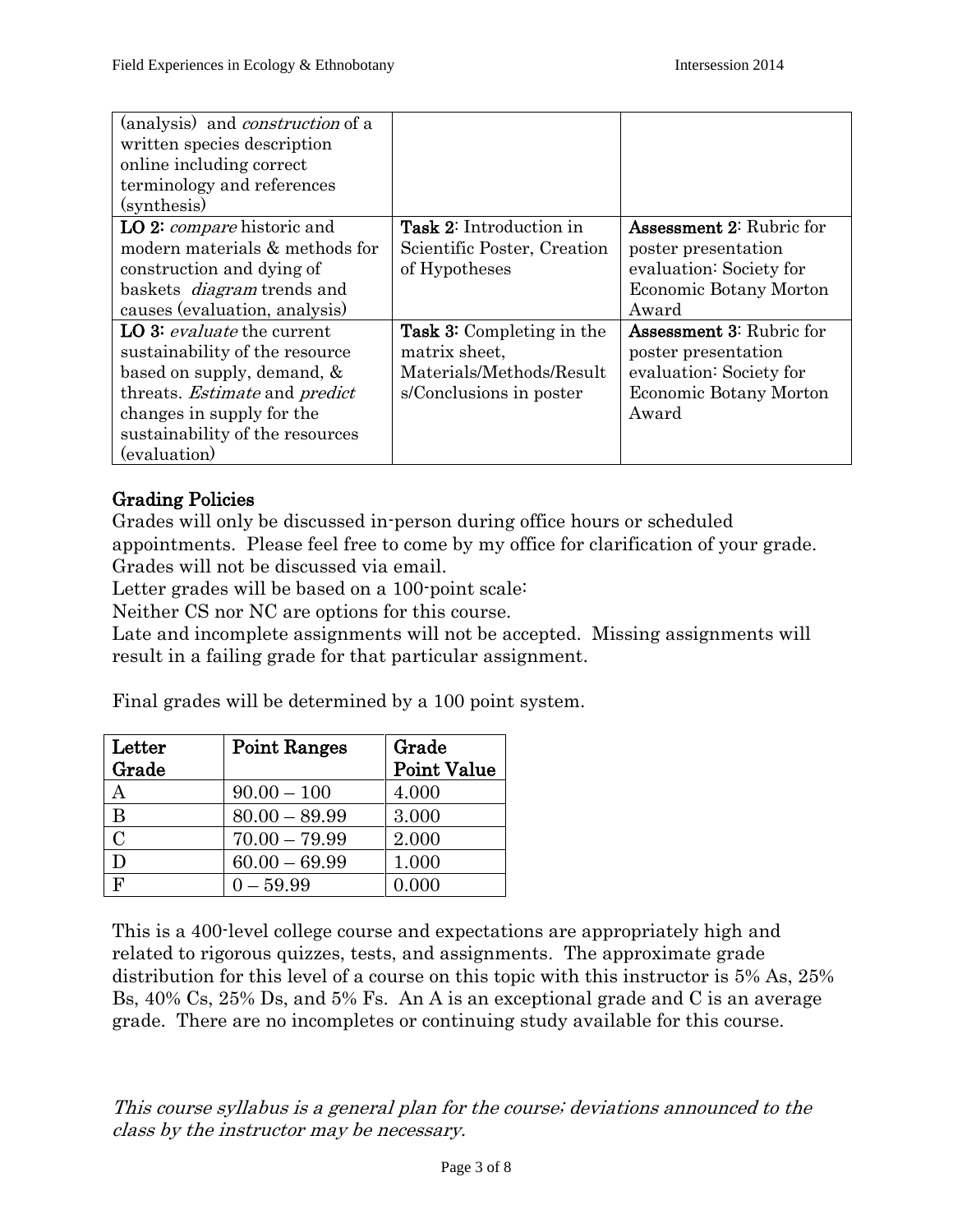| | | |
|---|---|---|
| (analysis) and *construction* of a written species description online including correct terminology and references (synthesis) | | |
| **LO 2:** *compare* historic and modern materials & methods for construction and dying of baskets *diagram* trends and causes (evaluation, analysis) | **Task 2:** Introduction in Scientific Poster, Creation of Hypotheses | **Assessment 2:** Rubric for poster presentation evaluation: Society for Economic Botany Morton Award |
| **LO 3:** *evaluate* the current sustainability of the resource based on supply, demand, & threats. *Estimate* and *predict* changes in supply for the sustainability of the resources (evaluation) | **Task 3:** Completing in the matrix sheet, Materials/Methods/Results/Conclusions in poster | **Assessment 3:** Rubric for poster presentation evaluation: Society for Economic Botany Morton Award |

## Grading Policies

Grades will only be discussed in-person during office hours or scheduled appointments. Please feel free to come by my office for clarification of your grade. Grades will not be discussed via email.

Letter grades will be based on a 100-point scale:

Neither CS nor NC are options for this course.

Late and incomplete assignments will not be accepted. Missing assignments will result in a failing grade for that particular assignment.

Final grades will be determined by a 100 point system.

| Letter Grade | Point Ranges | Grade Point Value |
|---|---|---|
| A | 90.00 – 100 | 4.000 |
| B | 80.00 – 89.99 | 3.000 |
| C | 70.00 – 79.99 | 2.000 |
| D | 60.00 – 69.99 | 1.000 |
| F | 0 – 59.99 | 0.000 |

This is a 400-level college course and expectations are appropriately high and related to rigorous quizzes, tests, and assignments. The approximate grade distribution for this level of a course on this topic with this instructor is 5% As, 25% Bs, 40% Cs, 25% Ds, and 5% Fs. An A is an exceptional grade and C is an average grade. There are no incompletes or continuing study available for this course.

*This course syllabus is a general plan for the course; deviations announced to the class by the instructor may be necessary.*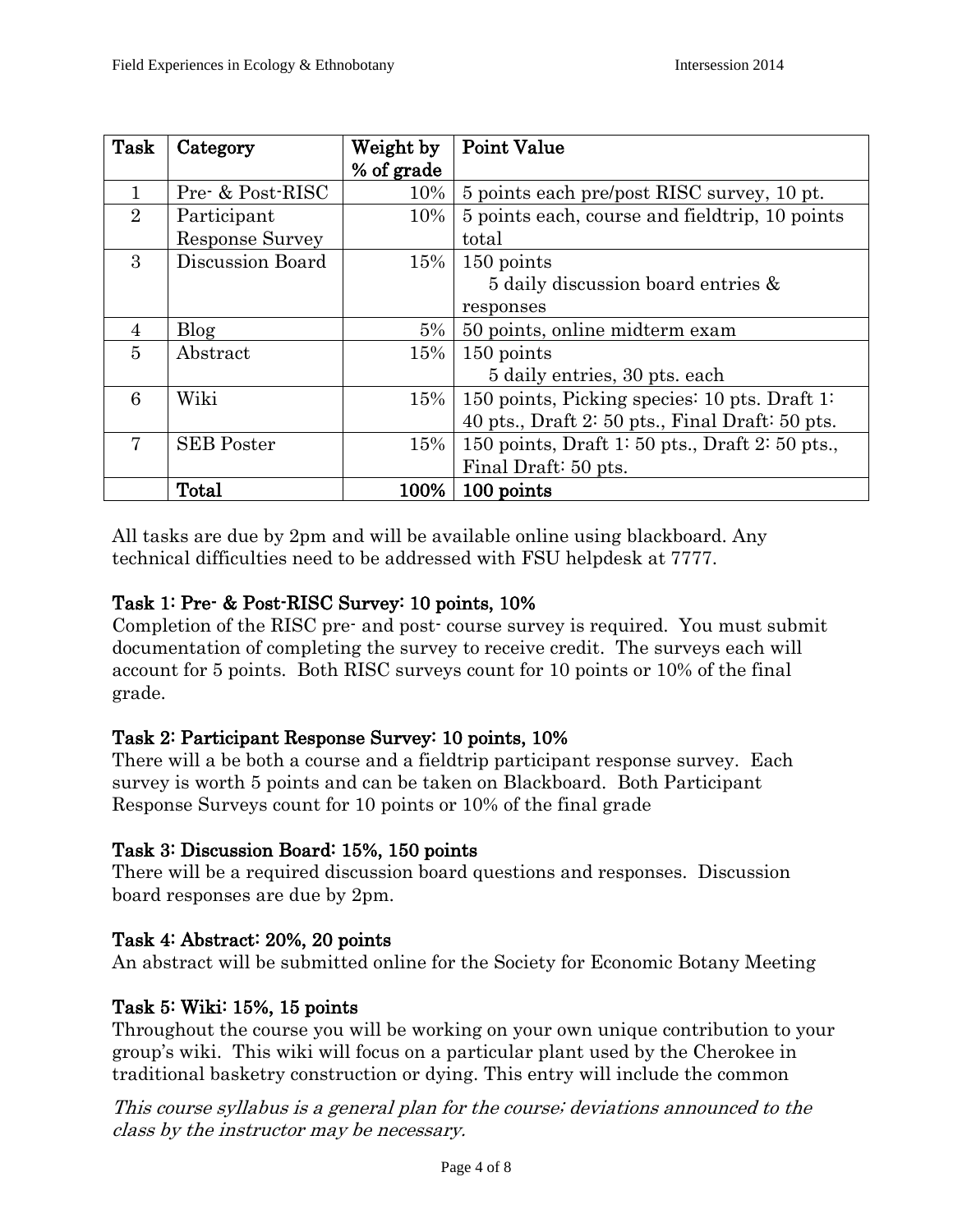| Task | Category | Weight by % of grade | Point Value |
|---|---|---|---|
| 1 | Pre- & Post-RISC | 10% | 5 points each pre/post RISC survey, 10 pt. |
| 2 | Participant Response Survey | 10% | 5 points each, course and fieldtrip, 10 points total |
| 3 | Discussion Board | 15% | 150 points<br>5 daily discussion board entries & responses |
| 4 | Blog | 5% | 50 points, online midterm exam |
| 5 | Abstract | 15% | 150 points<br>5 daily entries, 30 pts. each |
| 6 | Wiki | 15% | 150 points, Picking species: 10 pts. Draft 1: 40 pts., Draft 2: 50 pts., Final Draft: 50 pts. |
| 7 | SEB Poster | 15% | 150 points, Draft 1: 50 pts., Draft 2: 50 pts., Final Draft: 50 pts. |
| | **Total** | **100%** | **100 points** |

All tasks are due by 2pm and will be available online using blackboard. Any technical difficulties need to be addressed with FSU helpdesk at 7777.

### Task 1: Pre- & Post-RISC Survey: 10 points, 10%

Completion of the RISC pre- and post- course survey is required. You must submit documentation of completing the survey to receive credit. The surveys each will account for 5 points. Both RISC surveys count for 10 points or 10% of the final grade.

### Task 2: Participant Response Survey: 10 points, 10%

There will a be both a course and a fieldtrip participant response survey. Each survey is worth 5 points and can be taken on Blackboard. Both Participant Response Surveys count for 10 points or 10% of the final grade

### Task 3: Discussion Board: 15%, 150 points

There will be a required discussion board questions and responses. Discussion board responses are due by 2pm.

### Task 4: Abstract: 20%, 20 points

An abstract will be submitted online for the Society for Economic Botany Meeting

### Task 5: Wiki: 15%, 15 points

Throughout the course you will be working on your own unique contribution to your group's wiki. This wiki will focus on a particular plant used by the Cherokee in traditional basketry construction or dying. This entry will include the common

*This course syllabus is a general plan for the course; deviations announced to the class by the instructor may be necessary.*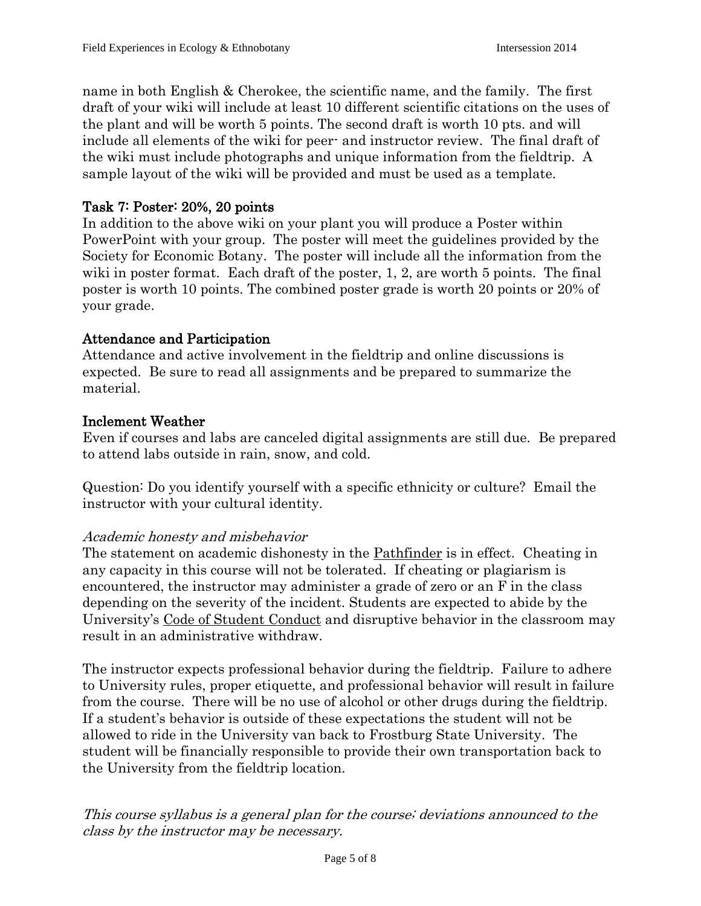name in both English & Cherokee, the scientific name, and the family. The first draft of your wiki will include at least 10 different scientific citations on the uses of the plant and will be worth 5 points. The second draft is worth 10 pts. and will include all elements of the wiki for peer- and instructor review. The final draft of the wiki must include photographs and unique information from the fieldtrip. A sample layout of the wiki will be provided and must be used as a template.

## Task 7: Poster: 20%, 20 points

In addition to the above wiki on your plant you will produce a Poster within PowerPoint with your group. The poster will meet the guidelines provided by the Society for Economic Botany. The poster will include all the information from the wiki in poster format. Each draft of the poster, 1, 2, are worth 5 points. The final poster is worth 10 points. The combined poster grade is worth 20 points or 20% of your grade.

## Attendance and Participation

Attendance and active involvement in the fieldtrip and online discussions is expected. Be sure to read all assignments and be prepared to summarize the material.

## Inclement Weather

Even if courses and labs are canceled digital assignments are still due. Be prepared to attend labs outside in rain, snow, and cold.

Question: Do you identify yourself with a specific ethnicity or culture? Email the instructor with your cultural identity.

### *Academic honesty and misbehavior*

The statement on academic dishonesty in the Pathfinder is in effect. Cheating in any capacity in this course will not be tolerated. If cheating or plagiarism is encountered, the instructor may administer a grade of zero or an F in the class depending on the severity of the incident. Students are expected to abide by the University's Code of Student Conduct and disruptive behavior in the classroom may result in an administrative withdraw.

The instructor expects professional behavior during the fieldtrip. Failure to adhere to University rules, proper etiquette, and professional behavior will result in failure from the course. There will be no use of alcohol or other drugs during the fieldtrip. If a student's behavior is outside of these expectations the student will not be allowed to ride in the University van back to Frostburg State University. The student will be financially responsible to provide their own transportation back to the University from the fieldtrip location.

*This course syllabus is a general plan for the course; deviations announced to the class by the instructor may be necessary.*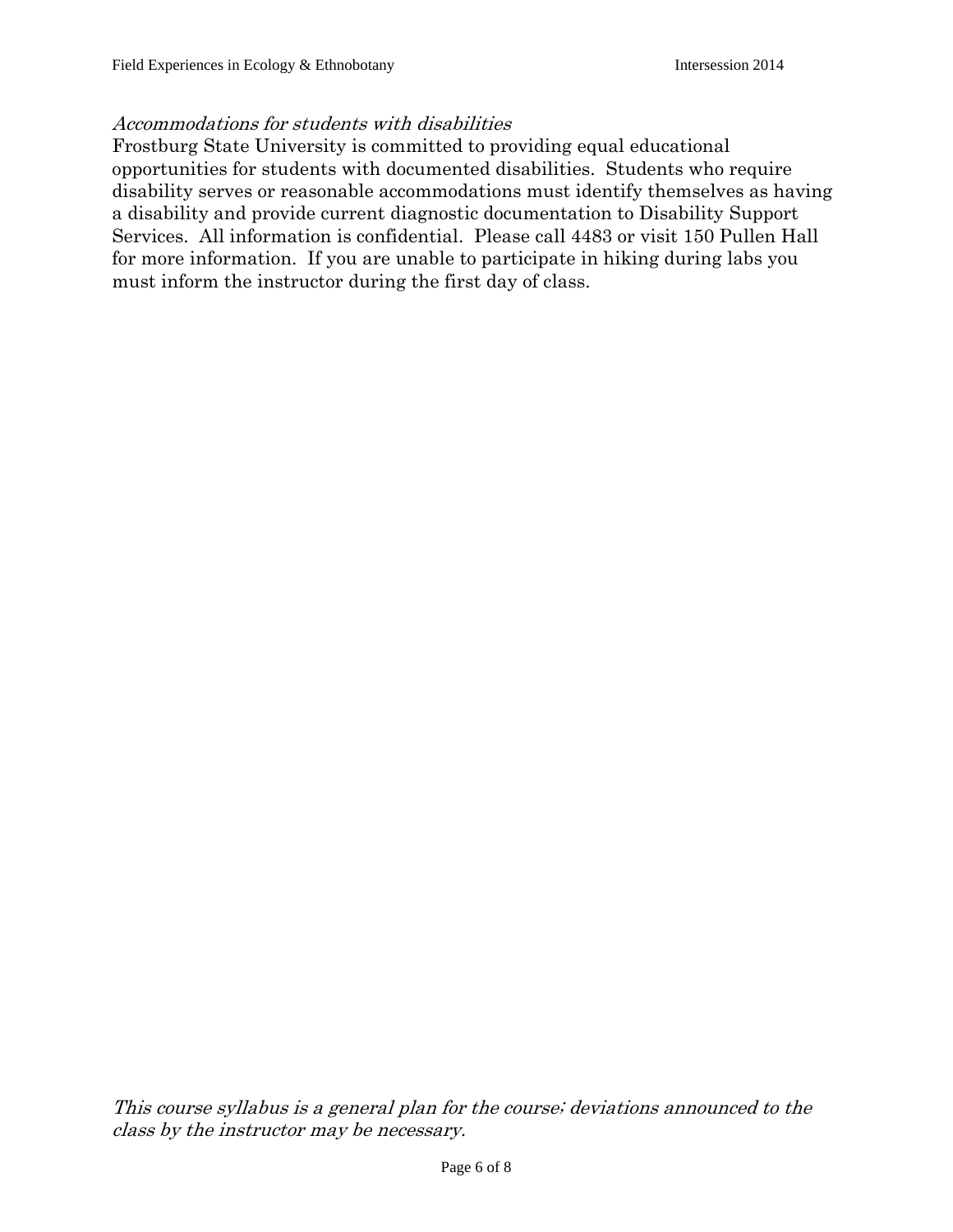*Accommodations for students with disabilities*

Frostburg State University is committed to providing equal educational opportunities for students with documented disabilities. Students who require disability serves or reasonable accommodations must identify themselves as having a disability and provide current diagnostic documentation to Disability Support Services. All information is confidential. Please call 4483 or visit 150 Pullen Hall for more information. If you are unable to participate in hiking during labs you must inform the instructor during the first day of class.

*This course syllabus is a general plan for the course; deviations announced to the class by the instructor may be necessary.*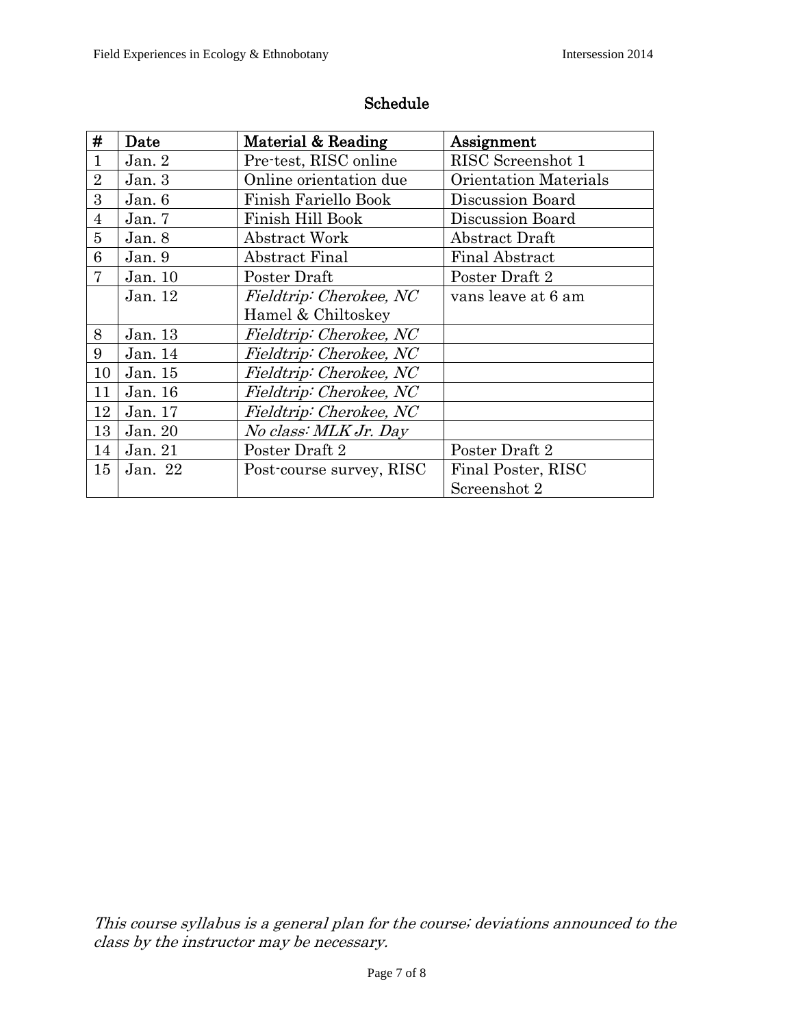## Schedule

| # | Date | Material & Reading | Assignment |
|---|---|---|---|
| 1 | Jan. 2 | Pre-test, RISC online | RISC Screenshot 1 |
| 2 | Jan. 3 | Online orientation due | Orientation Materials |
| 3 | Jan. 6 | Finish Fariello Book | Discussion Board |
| 4 | Jan. 7 | Finish Hill Book | Discussion Board |
| 5 | Jan. 8 | Abstract Work | Abstract Draft |
| 6 | Jan. 9 | Abstract Final | Final Abstract |
| 7 | Jan. 10 | Poster Draft | Poster Draft 2 |
| | Jan. 12 | *Fieldtrip: Cherokee, NC* Hamel & Chiltoskey | vans leave at 6 am |
| 8 | Jan. 13 | *Fieldtrip: Cherokee, NC* | |
| 9 | Jan. 14 | *Fieldtrip: Cherokee, NC* | |
| 10 | Jan. 15 | *Fieldtrip: Cherokee, NC* | |
| 11 | Jan. 16 | *Fieldtrip: Cherokee, NC* | |
| 12 | Jan. 17 | *Fieldtrip: Cherokee, NC* | |
| 13 | Jan. 20 | *No class: MLK Jr. Day* | |
| 14 | Jan. 21 | Poster Draft 2 | Poster Draft 2 |
| 15 | Jan. 22 | Post-course survey, RISC | Final Poster, RISC Screenshot 2 |

*This course syllabus is a general plan for the course; deviations announced to the class by the instructor may be necessary.*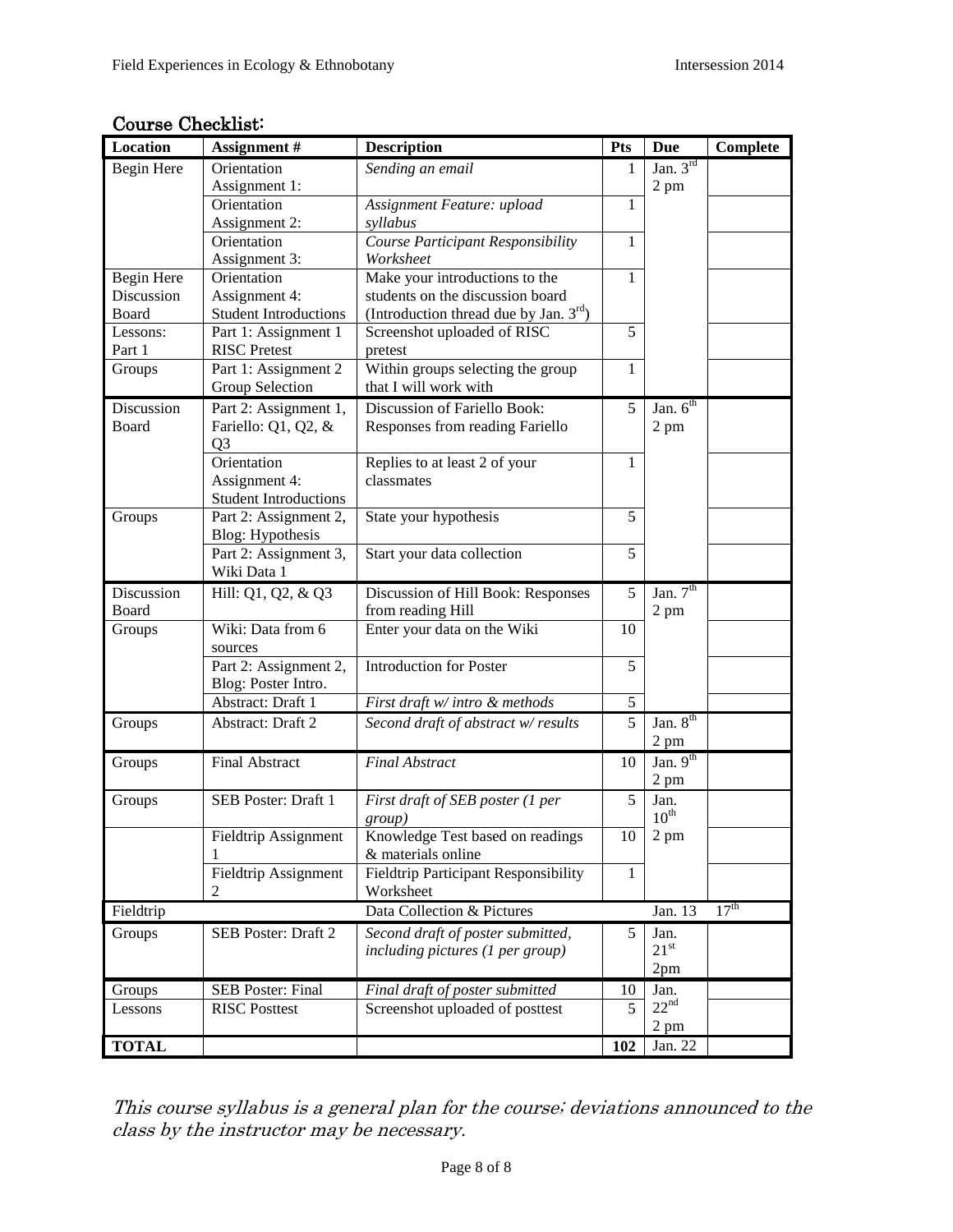## Course Checklist:

| Location | Assignment # | Description | Pts | Due | Complete |
|---|---|---|---|---|---|
| Begin Here | Orientation Assignment 1: | *Sending an email* | 1 | Jan. 3rd 2 pm | |
| | Orientation Assignment 2: | *Assignment Feature: upload syllabus* | 1 | | |
| | Orientation Assignment 3: | *Course Participant Responsibility Worksheet* | 1 | | |
| Begin Here Discussion Board | Orientation Assignment 4: Student Introductions | Make your introductions to the students on the discussion board (Introduction thread due by Jan. 3rd) | 1 | | |
| Lessons: Part 1 | Part 1: Assignment 1 RISC Pretest | Screenshot uploaded of RISC pretest | 5 | | |
| Groups | Part 1: Assignment 2 Group Selection | Within groups selecting the group that I will work with | 1 | | |
| Discussion Board | Part 2: Assignment 1, Fariello: Q1, Q2, & Q3 | Discussion of Fariello Book: Responses from reading Fariello | 5 | Jan. 6th 2 pm | |
| | Orientation Assignment 4: Student Introductions | Replies to at least 2 of your classmates | 1 | | |
| Groups | Part 2: Assignment 2, Blog: Hypothesis | State your hypothesis | 5 | | |
| | Part 2: Assignment 3, Wiki Data 1 | Start your data collection | 5 | | |
| Discussion Board | Hill: Q1, Q2, & Q3 | Discussion of Hill Book: Responses from reading Hill | 5 | Jan. 7th 2 pm | |
| Groups | Wiki: Data from 6 sources | Enter your data on the Wiki | 10 | | |
| | Part 2: Assignment 2, Blog: Poster Intro. | Introduction for Poster | 5 | | |
| | Abstract: Draft 1 | *First draft w/ intro & methods* | 5 | | |
| Groups | Abstract: Draft 2 | *Second draft of abstract w/ results* | 5 | Jan. 8th 2 pm | |
| Groups | Final Abstract | *Final Abstract* | 10 | Jan. 9th 2 pm | |
| Groups | SEB Poster: Draft 1 | *First draft of SEB poster (1 per group)* | 5 | Jan. 10th 2 pm | |
| | Fieldtrip Assignment 1 | Knowledge Test based on readings & materials online | 10 | | |
| | Fieldtrip Assignment 2 | Fieldtrip Participant Responsibility Worksheet | 1 | | |
| Fieldtrip | | Data Collection & Pictures | | Jan. 13 | 17th |
| Groups | SEB Poster: Draft 2 | *Second draft of poster submitted, including pictures (1 per group)* | 5 | Jan. 21st 2pm | |
| Groups | SEB Poster: Final | *Final draft of poster submitted* | 10 | Jan. 22nd 2 pm | |
| Lessons | RISC Posttest | Screenshot uploaded of posttest | 5 | | |
| **TOTAL** | | | **102** | Jan. 22 | |

*This course syllabus is a general plan for the course; deviations announced to the class by the instructor may be necessary.*